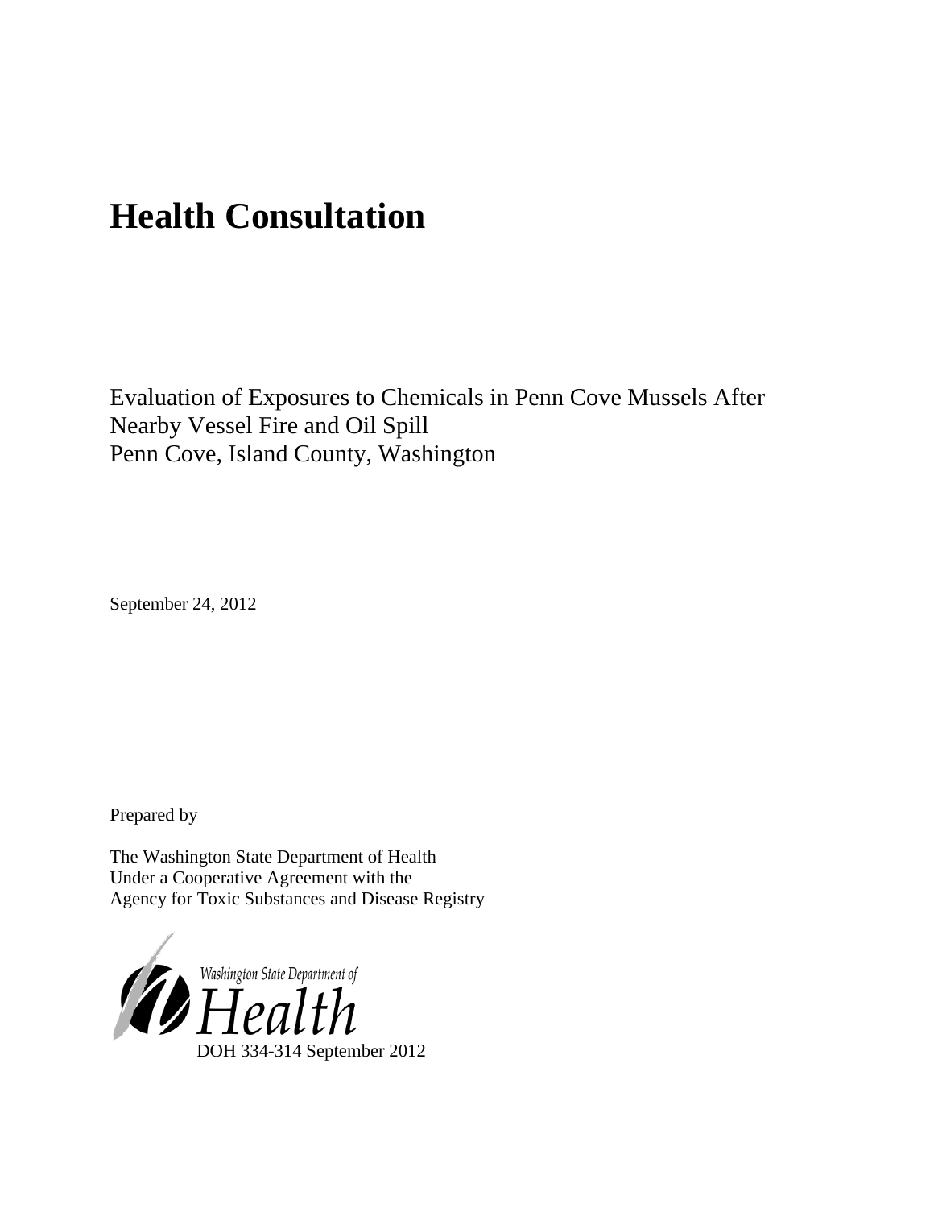# Health Consultation

Evaluation of Exposures to Chemicals in Penn Cove Mussels After Nearby Vessel Fire and Oil Spill
Penn Cove, Island County, Washington

September 24, 2012

Prepared by

The Washington State Department of Health
Under a Cooperative Agreement with the
Agency for Toxic Substances and Disease Registry

Washington State Department of
Health

DOH 334-314 September 2012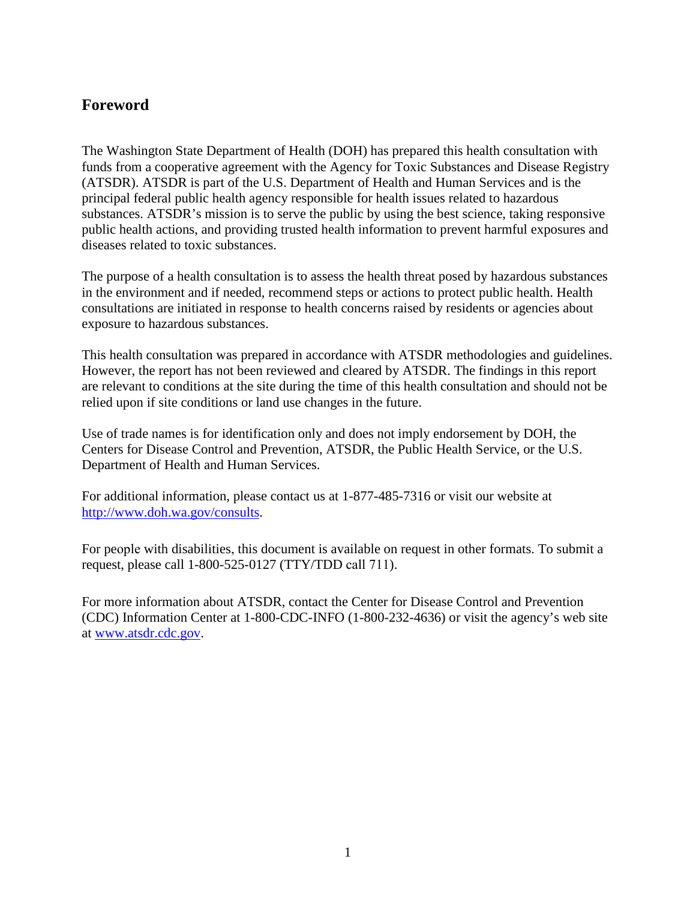## Foreword

The Washington State Department of Health (DOH) has prepared this health consultation with funds from a cooperative agreement with the Agency for Toxic Substances and Disease Registry (ATSDR). ATSDR is part of the U.S. Department of Health and Human Services and is the principal federal public health agency responsible for health issues related to hazardous substances. ATSDR's mission is to serve the public by using the best science, taking responsive public health actions, and providing trusted health information to prevent harmful exposures and diseases related to toxic substances.

The purpose of a health consultation is to assess the health threat posed by hazardous substances in the environment and if needed, recommend steps or actions to protect public health. Health consultations are initiated in response to health concerns raised by residents or agencies about exposure to hazardous substances.

This health consultation was prepared in accordance with ATSDR methodologies and guidelines. However, the report has not been reviewed and cleared by ATSDR. The findings in this report are relevant to conditions at the site during the time of this health consultation and should not be relied upon if site conditions or land use changes in the future.

Use of trade names is for identification only and does not imply endorsement by DOH, the Centers for Disease Control and Prevention, ATSDR, the Public Health Service, or the U.S. Department of Health and Human Services.

For additional information, please contact us at 1-877-485-7316 or visit our website at http://www.doh.wa.gov/consults.

For people with disabilities, this document is available on request in other formats. To submit a request, please call 1-800-525-0127 (TTY/TDD call 711).

For more information about ATSDR, contact the Center for Disease Control and Prevention (CDC) Information Center at 1-800-CDC-INFO (1-800-232-4636) or visit the agency's web site at www.atsdr.cdc.gov.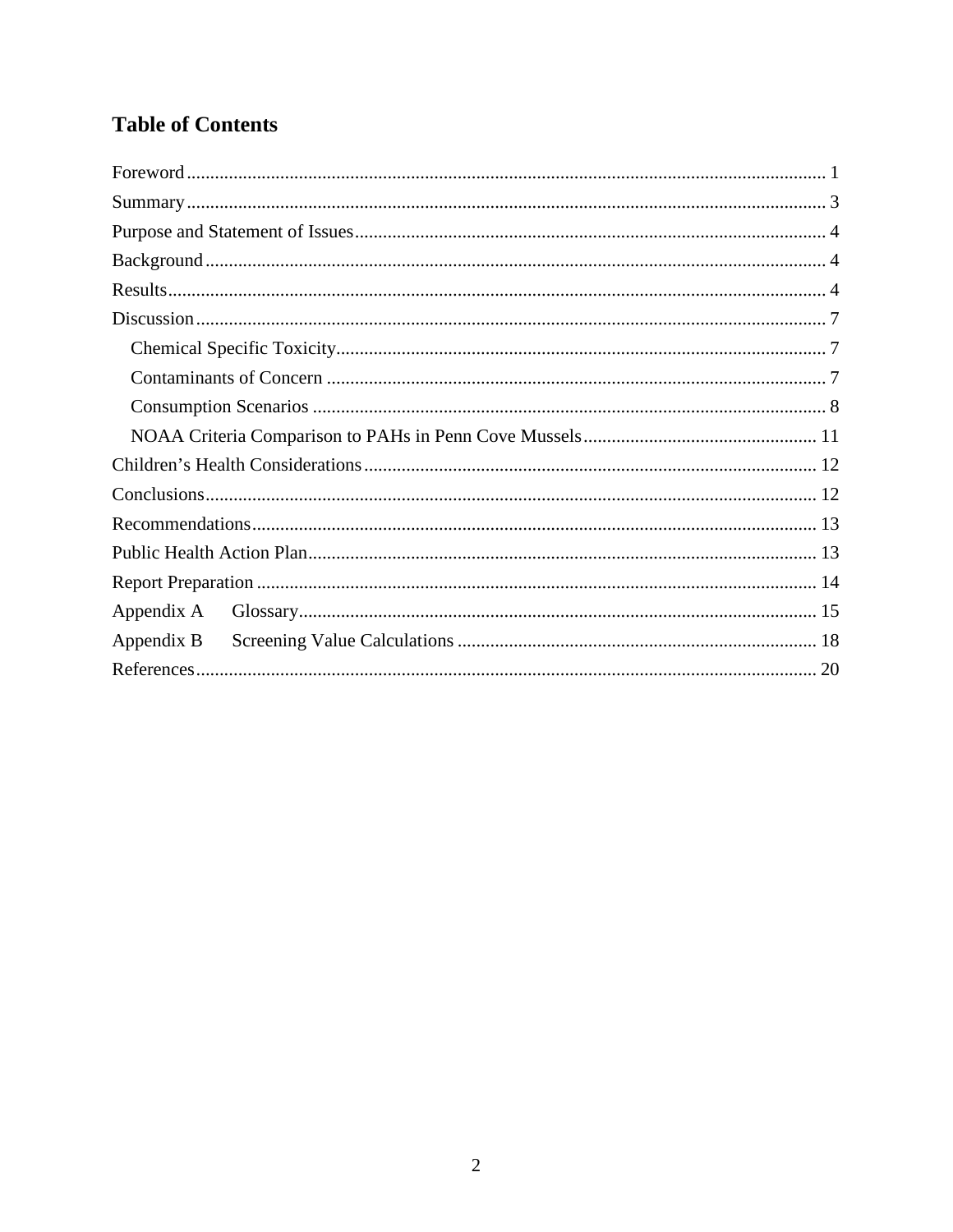# Table of Contents

Foreword ........................................................................................................ 1
Summary ........................................................................................................ 3
Purpose and Statement of Issues .................................................................... 4
Background .................................................................................................... 4
Results ........................................................................................................... 4
Discussion ...................................................................................................... 7
  Chemical Specific Toxicity ........................................................................ 7
  Contaminants of Concern .......................................................................... 7
  Consumption Scenarios ............................................................................. 8
  NOAA Criteria Comparison to PAHs in Penn Cove Mussels .................. 11
Children's Health Considerations ................................................................ 12
Conclusions .................................................................................................. 12
Recommendations ........................................................................................ 13
Public Health Action Plan ............................................................................ 13
Report Preparation ....................................................................................... 14
Appendix A Glossary .................................................................................... 15
Appendix B Screening Value Calculations ................................................... 18
References .................................................................................................... 20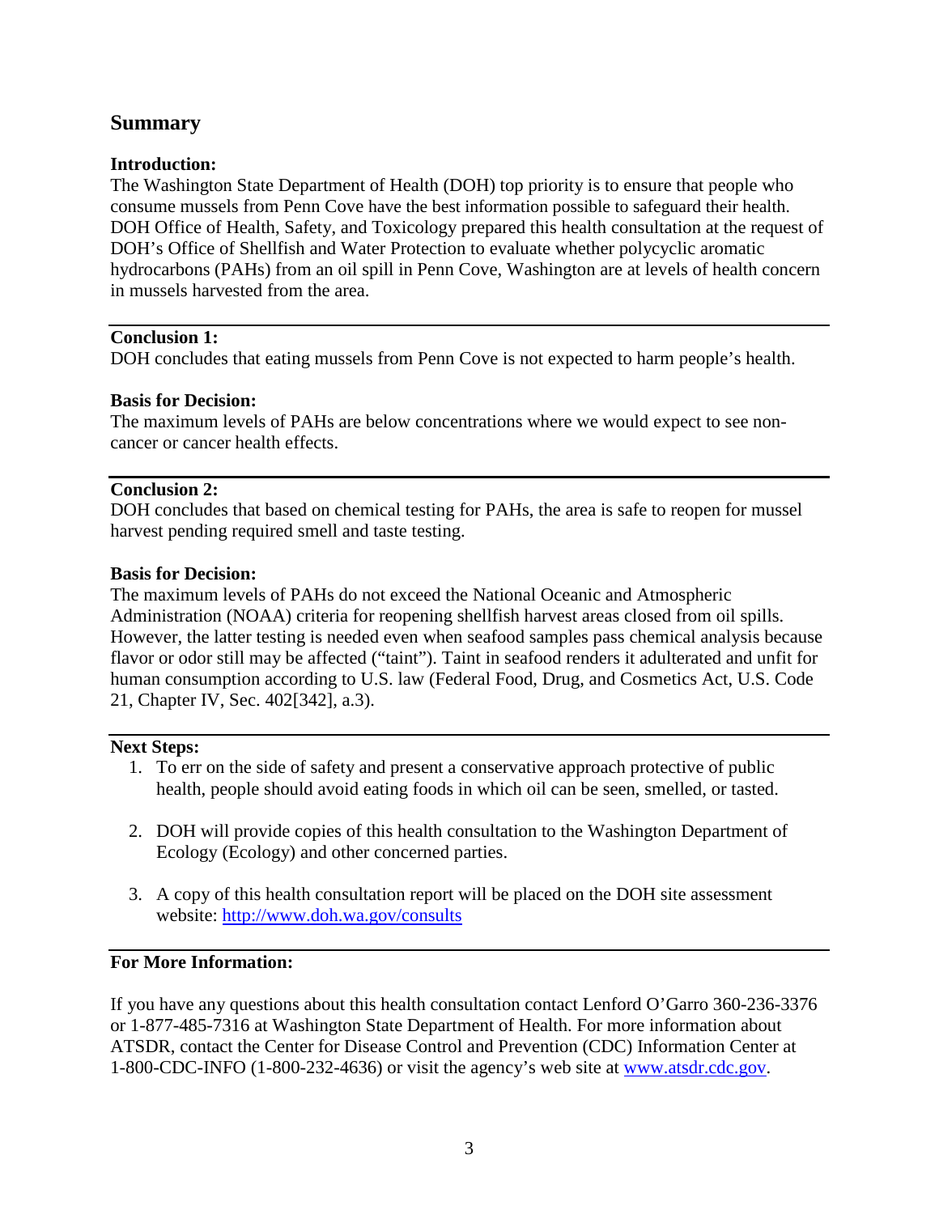## Summary

### Introduction:

The Washington State Department of Health (DOH) top priority is to ensure that people who consume mussels from Penn Cove have the best information possible to safeguard their health. DOH Office of Health, Safety, and Toxicology prepared this health consultation at the request of DOH's Office of Shellfish and Water Protection to evaluate whether polycyclic aromatic hydrocarbons (PAHs) from an oil spill in Penn Cove, Washington are at levels of health concern in mussels harvested from the area.

---

### Conclusion 1:

DOH concludes that eating mussels from Penn Cove is not expected to harm people's health.

### Basis for Decision:

The maximum levels of PAHs are below concentrations where we would expect to see non-cancer or cancer health effects.

---

### Conclusion 2:

DOH concludes that based on chemical testing for PAHs, the area is safe to reopen for mussel harvest pending required smell and taste testing.

### Basis for Decision:

The maximum levels of PAHs do not exceed the National Oceanic and Atmospheric Administration (NOAA) criteria for reopening shellfish harvest areas closed from oil spills. However, the latter testing is needed even when seafood samples pass chemical analysis because flavor or odor still may be affected ("taint"). Taint in seafood renders it adulterated and unfit for human consumption according to U.S. law (Federal Food, Drug, and Cosmetics Act, U.S. Code 21, Chapter IV, Sec. 402[342], a.3).

---

### Next Steps:

1. To err on the side of safety and present a conservative approach protective of public health, people should avoid eating foods in which oil can be seen, smelled, or tasted.

2. DOH will provide copies of this health consultation to the Washington Department of Ecology (Ecology) and other concerned parties.

3. A copy of this health consultation report will be placed on the DOH site assessment website: http://www.doh.wa.gov/consults

---

### For More Information:

If you have any questions about this health consultation contact Lenford O'Garro 360-236-3376 or 1-877-485-7316 at Washington State Department of Health. For more information about ATSDR, contact the Center for Disease Control and Prevention (CDC) Information Center at 1-800-CDC-INFO (1-800-232-4636) or visit the agency's web site at www.atsdr.cdc.gov.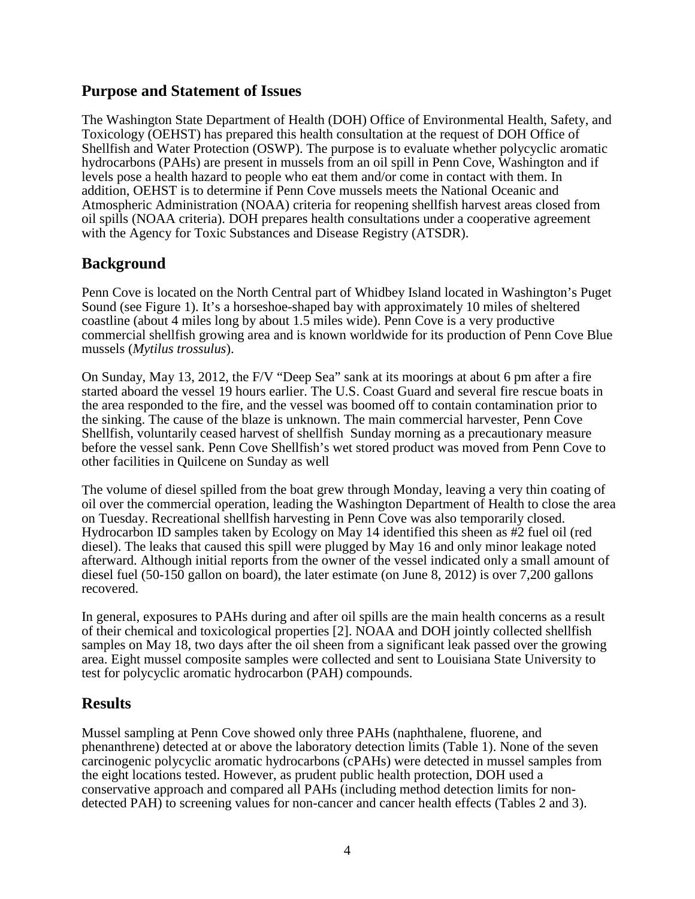## Purpose and Statement of Issues

The Washington State Department of Health (DOH) Office of Environmental Health, Safety, and Toxicology (OEHST) has prepared this health consultation at the request of DOH Office of Shellfish and Water Protection (OSWP). The purpose is to evaluate whether polycyclic aromatic hydrocarbons (PAHs) are present in mussels from an oil spill in Penn Cove, Washington and if levels pose a health hazard to people who eat them and/or come in contact with them. In addition, OEHST is to determine if Penn Cove mussels meets the National Oceanic and Atmospheric Administration (NOAA) criteria for reopening shellfish harvest areas closed from oil spills (NOAA criteria). DOH prepares health consultations under a cooperative agreement with the Agency for Toxic Substances and Disease Registry (ATSDR).

## Background

Penn Cove is located on the North Central part of Whidbey Island located in Washington's Puget Sound (see Figure 1). It's a horseshoe-shaped bay with approximately 10 miles of sheltered coastline (about 4 miles long by about 1.5 miles wide). Penn Cove is a very productive commercial shellfish growing area and is known worldwide for its production of Penn Cove Blue mussels (*Mytilus trossulus*).

On Sunday, May 13, 2012, the F/V "Deep Sea" sank at its moorings at about 6 pm after a fire started aboard the vessel 19 hours earlier. The U.S. Coast Guard and several fire rescue boats in the area responded to the fire, and the vessel was boomed off to contain contamination prior to the sinking. The cause of the blaze is unknown. The main commercial harvester, Penn Cove Shellfish, voluntarily ceased harvest of shellfish Sunday morning as a precautionary measure before the vessel sank. Penn Cove Shellfish's wet stored product was moved from Penn Cove to other facilities in Quilcene on Sunday as well

The volume of diesel spilled from the boat grew through Monday, leaving a very thin coating of oil over the commercial operation, leading the Washington Department of Health to close the area on Tuesday. Recreational shellfish harvesting in Penn Cove was also temporarily closed. Hydrocarbon ID samples taken by Ecology on May 14 identified this sheen as #2 fuel oil (red diesel). The leaks that caused this spill were plugged by May 16 and only minor leakage noted afterward. Although initial reports from the owner of the vessel indicated only a small amount of diesel fuel (50-150 gallon on board), the later estimate (on June 8, 2012) is over 7,200 gallons recovered.

In general, exposures to PAHs during and after oil spills are the main health concerns as a result of their chemical and toxicological properties [2]. NOAA and DOH jointly collected shellfish samples on May 18, two days after the oil sheen from a significant leak passed over the growing area. Eight mussel composite samples were collected and sent to Louisiana State University to test for polycyclic aromatic hydrocarbon (PAH) compounds.

## Results

Mussel sampling at Penn Cove showed only three PAHs (naphthalene, fluorene, and phenanthrene) detected at or above the laboratory detection limits (Table 1). None of the seven carcinogenic polycyclic aromatic hydrocarbons (cPAHs) were detected in mussel samples from the eight locations tested. However, as prudent public health protection, DOH used a conservative approach and compared all PAHs (including method detection limits for non-detected PAH) to screening values for non-cancer and cancer health effects (Tables 2 and 3).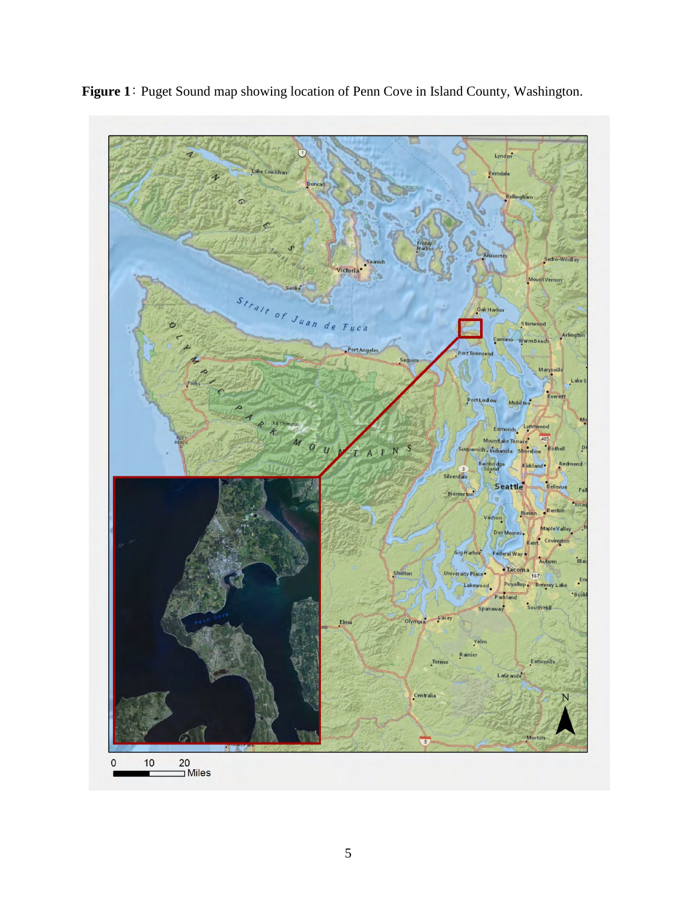**Figure 1**: Puget Sound map showing location of Penn Cove in Island County, Washington.

Strait of Juan de Fuca

OLYMPIC PARK MOUNTAINS

Lynden
Ferndale
Bellingham
Friday Harbor
Anacortes
Sedro-Woolley
Mount Vernon
Victoria
Saanich
Sooke
Duncan
Lake Cowichan
Oak Harbor
Stanwood
Camano
Warm Beach
Arlington
Port Townsend
Port Angeles
Sequim
Marysville
Everett
Port Ludlow
Mukilteo
Edmonds
Lynnwood
Mountlake Terrace
Suquamish
Indianola
Shoreline
Bothell
Bainbridge Island
Kirkland
Redmond
Silverdale
Seattle
Bellevue
Bremerton
Burien
Renton
Vashon
Des Moines
Maple Valley
Kent
Covington
Gig Harbor
Federal Way
Auburn
Tacoma
Shelton
University Place
Lakewood
Puyallup
Bonney Lake
Parkland
Spanaway
South Hill
Elma
Olympia
Lacey
Yelm
Rainier
Tenino
Eatonville
La Grande
Centralia
Morton
Forks
Mt Olympus
Penn Cove

N

0 10 20
Miles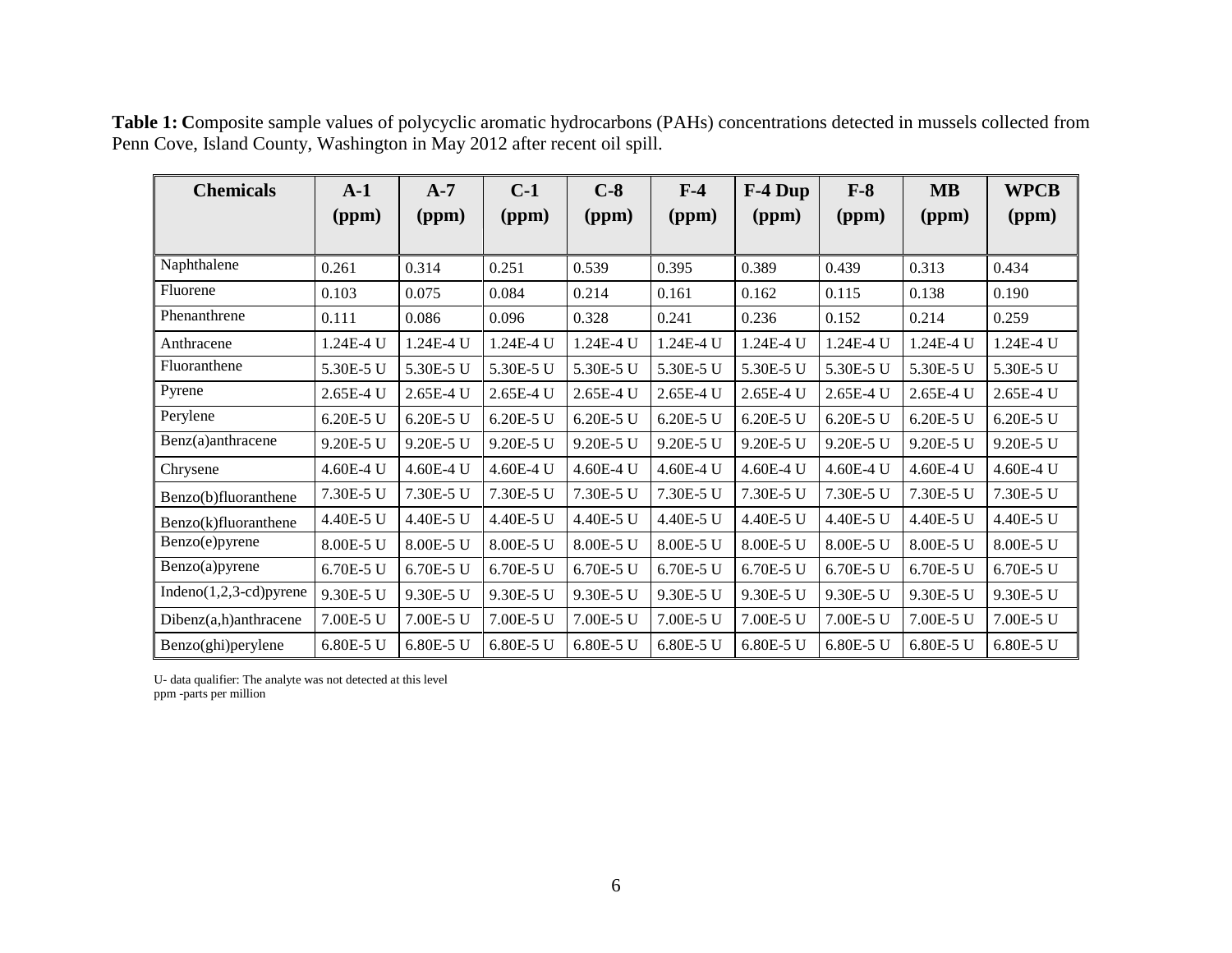**Table 1: C**omposite sample values of polycyclic aromatic hydrocarbons (PAHs) concentrations detected in mussels collected from Penn Cove, Island County, Washington in May 2012 after recent oil spill.

| Chemicals | A-1 (ppm) | A-7 (ppm) | C-1 (ppm) | C-8 (ppm) | F-4 (ppm) | F-4 Dup (ppm) | F-8 (ppm) | MB (ppm) | WPCB (ppm) |
|---|---|---|---|---|---|---|---|---|---|
| Naphthalene | 0.261 | 0.314 | 0.251 | 0.539 | 0.395 | 0.389 | 0.439 | 0.313 | 0.434 |
| Fluorene | 0.103 | 0.075 | 0.084 | 0.214 | 0.161 | 0.162 | 0.115 | 0.138 | 0.190 |
| Phenanthrene | 0.111 | 0.086 | 0.096 | 0.328 | 0.241 | 0.236 | 0.152 | 0.214 | 0.259 |
| Anthracene | 1.24E-4 U | 1.24E-4 U | 1.24E-4 U | 1.24E-4 U | 1.24E-4 U | 1.24E-4 U | 1.24E-4 U | 1.24E-4 U | 1.24E-4 U |
| Fluoranthene | 5.30E-5 U | 5.30E-5 U | 5.30E-5 U | 5.30E-5 U | 5.30E-5 U | 5.30E-5 U | 5.30E-5 U | 5.30E-5 U | 5.30E-5 U |
| Pyrene | 2.65E-4 U | 2.65E-4 U | 2.65E-4 U | 2.65E-4 U | 2.65E-4 U | 2.65E-4 U | 2.65E-4 U | 2.65E-4 U | 2.65E-4 U |
| Perylene | 6.20E-5 U | 6.20E-5 U | 6.20E-5 U | 6.20E-5 U | 6.20E-5 U | 6.20E-5 U | 6.20E-5 U | 6.20E-5 U | 6.20E-5 U |
| Benz(a)anthracene | 9.20E-5 U | 9.20E-5 U | 9.20E-5 U | 9.20E-5 U | 9.20E-5 U | 9.20E-5 U | 9.20E-5 U | 9.20E-5 U | 9.20E-5 U |
| Chrysene | 4.60E-4 U | 4.60E-4 U | 4.60E-4 U | 4.60E-4 U | 4.60E-4 U | 4.60E-4 U | 4.60E-4 U | 4.60E-4 U | 4.60E-4 U |
| Benzo(b)fluoranthene | 7.30E-5 U | 7.30E-5 U | 7.30E-5 U | 7.30E-5 U | 7.30E-5 U | 7.30E-5 U | 7.30E-5 U | 7.30E-5 U | 7.30E-5 U |
| Benzo(k)fluoranthene | 4.40E-5 U | 4.40E-5 U | 4.40E-5 U | 4.40E-5 U | 4.40E-5 U | 4.40E-5 U | 4.40E-5 U | 4.40E-5 U | 4.40E-5 U |
| Benzo(e)pyrene | 8.00E-5 U | 8.00E-5 U | 8.00E-5 U | 8.00E-5 U | 8.00E-5 U | 8.00E-5 U | 8.00E-5 U | 8.00E-5 U | 8.00E-5 U |
| Benzo(a)pyrene | 6.70E-5 U | 6.70E-5 U | 6.70E-5 U | 6.70E-5 U | 6.70E-5 U | 6.70E-5 U | 6.70E-5 U | 6.70E-5 U | 6.70E-5 U |
| Indeno(1,2,3-cd)pyrene | 9.30E-5 U | 9.30E-5 U | 9.30E-5 U | 9.30E-5 U | 9.30E-5 U | 9.30E-5 U | 9.30E-5 U | 9.30E-5 U | 9.30E-5 U |
| Dibenz(a,h)anthracene | 7.00E-5 U | 7.00E-5 U | 7.00E-5 U | 7.00E-5 U | 7.00E-5 U | 7.00E-5 U | 7.00E-5 U | 7.00E-5 U | 7.00E-5 U |
| Benzo(ghi)perylene | 6.80E-5 U | 6.80E-5 U | 6.80E-5 U | 6.80E-5 U | 6.80E-5 U | 6.80E-5 U | 6.80E-5 U | 6.80E-5 U | 6.80E-5 U |

U- data qualifier: The analyte was not detected at this level
ppm -parts per million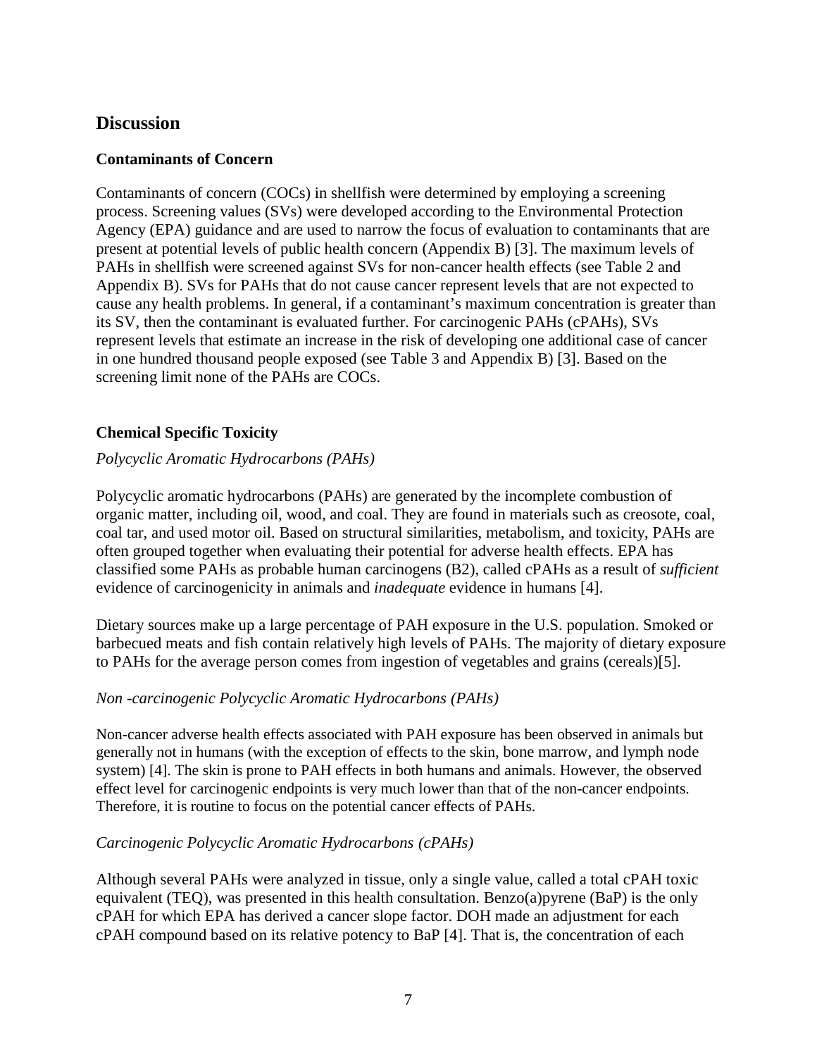## Discussion

### Contaminants of Concern

Contaminants of concern (COCs) in shellfish were determined by employing a screening process. Screening values (SVs) were developed according to the Environmental Protection Agency (EPA) guidance and are used to narrow the focus of evaluation to contaminants that are present at potential levels of public health concern (Appendix B) [3]. The maximum levels of PAHs in shellfish were screened against SVs for non-cancer health effects (see Table 2 and Appendix B). SVs for PAHs that do not cause cancer represent levels that are not expected to cause any health problems. In general, if a contaminant's maximum concentration is greater than its SV, then the contaminant is evaluated further. For carcinogenic PAHs (cPAHs), SVs represent levels that estimate an increase in the risk of developing one additional case of cancer in one hundred thousand people exposed (see Table 3 and Appendix B) [3]. Based on the screening limit none of the PAHs are COCs.

### Chemical Specific Toxicity

*Polycyclic Aromatic Hydrocarbons (PAHs)*

Polycyclic aromatic hydrocarbons (PAHs) are generated by the incomplete combustion of organic matter, including oil, wood, and coal. They are found in materials such as creosote, coal, coal tar, and used motor oil. Based on structural similarities, metabolism, and toxicity, PAHs are often grouped together when evaluating their potential for adverse health effects. EPA has classified some PAHs as probable human carcinogens (B2), called cPAHs as a result of *sufficient* evidence of carcinogenicity in animals and *inadequate* evidence in humans [4].

Dietary sources make up a large percentage of PAH exposure in the U.S. population. Smoked or barbecued meats and fish contain relatively high levels of PAHs. The majority of dietary exposure to PAHs for the average person comes from ingestion of vegetables and grains (cereals)[5].

*Non -carcinogenic Polycyclic Aromatic Hydrocarbons (PAHs)*

Non-cancer adverse health effects associated with PAH exposure has been observed in animals but generally not in humans (with the exception of effects to the skin, bone marrow, and lymph node system) [4]. The skin is prone to PAH effects in both humans and animals. However, the observed effect level for carcinogenic endpoints is very much lower than that of the non-cancer endpoints. Therefore, it is routine to focus on the potential cancer effects of PAHs.

*Carcinogenic Polycyclic Aromatic Hydrocarbons (cPAHs)*

Although several PAHs were analyzed in tissue, only a single value, called a total cPAH toxic equivalent (TEQ), was presented in this health consultation. Benzo(a)pyrene (BaP) is the only cPAH for which EPA has derived a cancer slope factor. DOH made an adjustment for each cPAH compound based on its relative potency to BaP [4]. That is, the concentration of each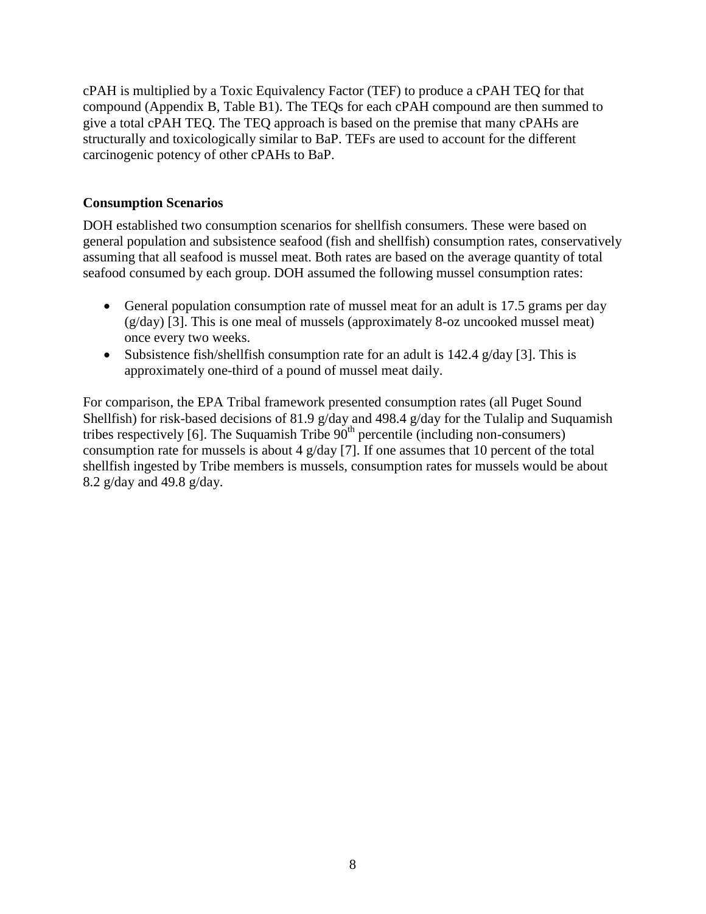cPAH is multiplied by a Toxic Equivalency Factor (TEF) to produce a cPAH TEQ for that compound (Appendix B, Table B1). The TEQs for each cPAH compound are then summed to give a total cPAH TEQ. The TEQ approach is based on the premise that many cPAHs are structurally and toxicologically similar to BaP. TEFs are used to account for the different carcinogenic potency of other cPAHs to BaP.

**Consumption Scenarios**

DOH established two consumption scenarios for shellfish consumers. These were based on general population and subsistence seafood (fish and shellfish) consumption rates, conservatively assuming that all seafood is mussel meat. Both rates are based on the average quantity of total seafood consumed by each group. DOH assumed the following mussel consumption rates:

- General population consumption rate of mussel meat for an adult is 17.5 grams per day (g/day) [3]. This is one meal of mussels (approximately 8-oz uncooked mussel meat) once every two weeks.
- Subsistence fish/shellfish consumption rate for an adult is 142.4 g/day [3]. This is approximately one-third of a pound of mussel meat daily.

For comparison, the EPA Tribal framework presented consumption rates (all Puget Sound Shellfish) for risk-based decisions of 81.9 g/day and 498.4 g/day for the Tulalip and Suquamish tribes respectively [6]. The Suquamish Tribe $90^{th}$ percentile (including non-consumers) consumption rate for mussels is about 4 g/day [7]. If one assumes that 10 percent of the total shellfish ingested by Tribe members is mussels, consumption rates for mussels would be about 8.2 g/day and 49.8 g/day.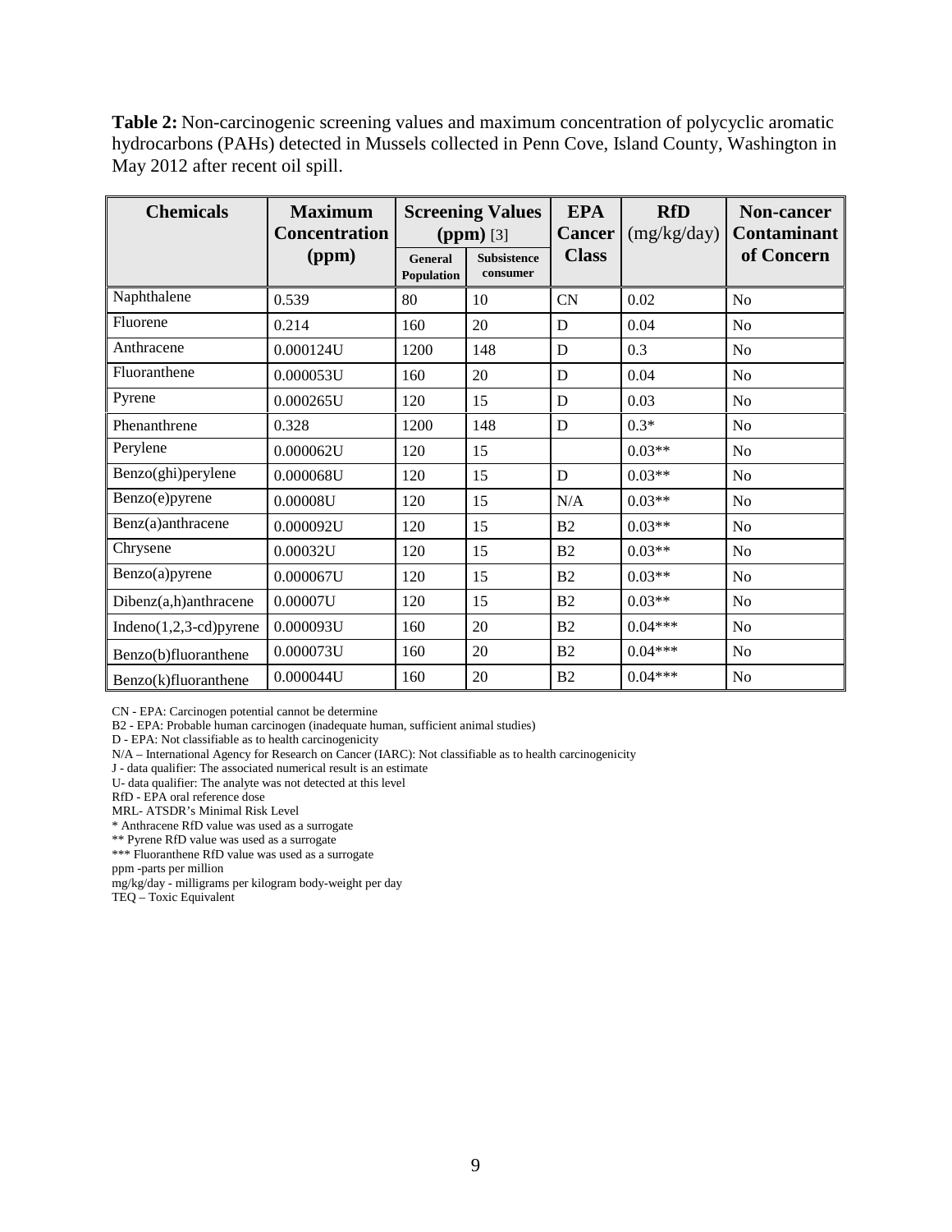**Table 2:** Non-carcinogenic screening values and maximum concentration of polycyclic aromatic hydrocarbons (PAHs) detected in Mussels collected in Penn Cove, Island County, Washington in May 2012 after recent oil spill.

| Chemicals | Maximum Concentration (ppm) | Screening Values (ppm) [3] | | EPA Cancer Class | RfD (mg/kg/day) | Non-cancer Contaminant of Concern |
|---|---|---|---|---|---|---|
| | | General Population | Subsistence consumer | | | |
| Naphthalene | 0.539 | 80 | 10 | CN | 0.02 | No |
| Fluorene | 0.214 | 160 | 20 | D | 0.04 | No |
| Anthracene | 0.000124U | 1200 | 148 | D | 0.3 | No |
| Fluoranthene | 0.000053U | 160 | 20 | D | 0.04 | No |
| Pyrene | 0.000265U | 120 | 15 | D | 0.03 | No |
| Phenanthrene | 0.328 | 1200 | 148 | D | 0.3* | No |
| Perylene | 0.000062U | 120 | 15 | | 0.03** | No |
| Benzo(ghi)perylene | 0.000068U | 120 | 15 | D | 0.03** | No |
| Benzo(e)pyrene | 0.00008U | 120 | 15 | N/A | 0.03** | No |
| Benz(a)anthracene | 0.000092U | 120 | 15 | B2 | 0.03** | No |
| Chrysene | 0.00032U | 120 | 15 | B2 | 0.03** | No |
| Benzo(a)pyrene | 0.000067U | 120 | 15 | B2 | 0.03** | No |
| Dibenz(a,h)anthracene | 0.00007U | 120 | 15 | B2 | 0.03** | No |
| Indeno(1,2,3-cd)pyrene | 0.000093U | 160 | 20 | B2 | 0.04*** | No |
| Benzo(b)fluoranthene | 0.000073U | 160 | 20 | B2 | 0.04*** | No |
| Benzo(k)fluoranthene | 0.000044U | 160 | 20 | B2 | 0.04*** | No |

CN - EPA: Carcinogen potential cannot be determine
B2 - EPA: Probable human carcinogen (inadequate human, sufficient animal studies)
D - EPA: Not classifiable as to health carcinogenicity
N/A – International Agency for Research on Cancer (IARC): Not classifiable as to health carcinogenicity
J - data qualifier: The associated numerical result is an estimate
U- data qualifier: The analyte was not detected at this level
RfD - EPA oral reference dose
MRL- ATSDR's Minimal Risk Level
* Anthracene RfD value was used as a surrogate
** Pyrene RfD value was used as a surrogate
*** Fluoranthene RfD value was used as a surrogate
ppm -parts per million
mg/kg/day - milligrams per kilogram body-weight per day
TEQ – Toxic Equivalent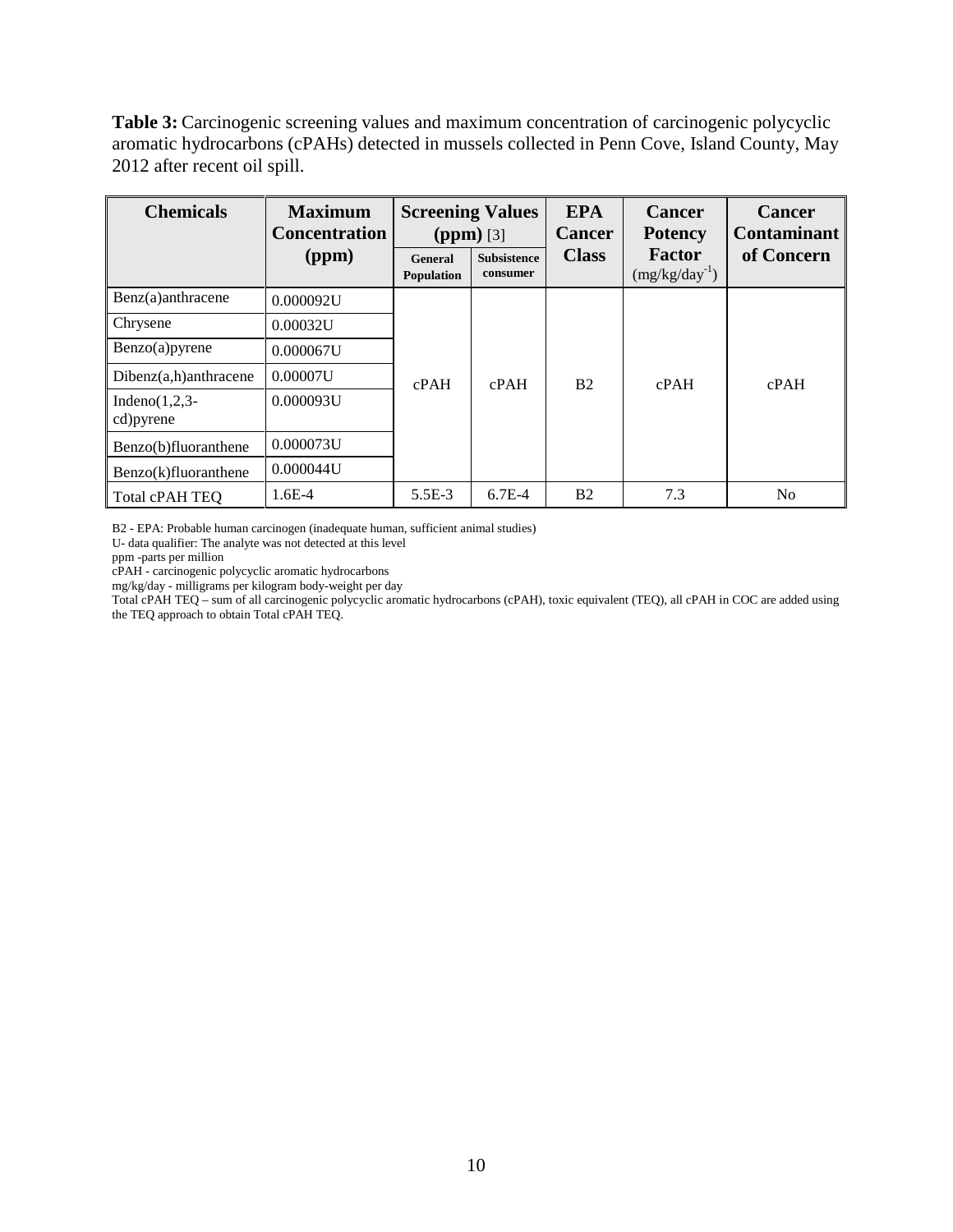**Table 3:** Carcinogenic screening values and maximum concentration of carcinogenic polycyclic aromatic hydrocarbons (cPAHs) detected in mussels collected in Penn Cove, Island County, May 2012 after recent oil spill.

| Chemicals | Maximum Concentration (ppm) | Screening Values (ppm) [3] | | EPA Cancer Class | Cancer Potency Factor (mg/kg/day$^{-1}$) | Cancer Contaminant of Concern |
|---|---|---|---|---|---|---|
| | | General Population | Subsistence consumer | | | |
| Benz(a)anthracene | 0.000092U | cPAH | cPAH | B2 | cPAH | cPAH |
| Chrysene | 0.00032U | | | | | |
| Benzo(a)pyrene | 0.000067U | | | | | |
| Dibenz(a,h)anthracene | 0.00007U | | | | | |
| Indeno(1,2,3-cd)pyrene | 0.000093U | | | | | |
| Benzo(b)fluoranthene | 0.000073U | | | | | |
| Benzo(k)fluoranthene | 0.000044U | | | | | |
| Total cPAH TEQ | 1.6E-4 | 5.5E-3 | 6.7E-4 | B2 | 7.3 | No |

B2 - EPA: Probable human carcinogen (inadequate human, sufficient animal studies)
U- data qualifier: The analyte was not detected at this level
ppm -parts per million
cPAH - carcinogenic polycyclic aromatic hydrocarbons
mg/kg/day - milligrams per kilogram body-weight per day
Total cPAH TEQ – sum of all carcinogenic polycyclic aromatic hydrocarbons (cPAH), toxic equivalent (TEQ), all cPAH in COC are added using the TEQ approach to obtain Total cPAH TEQ.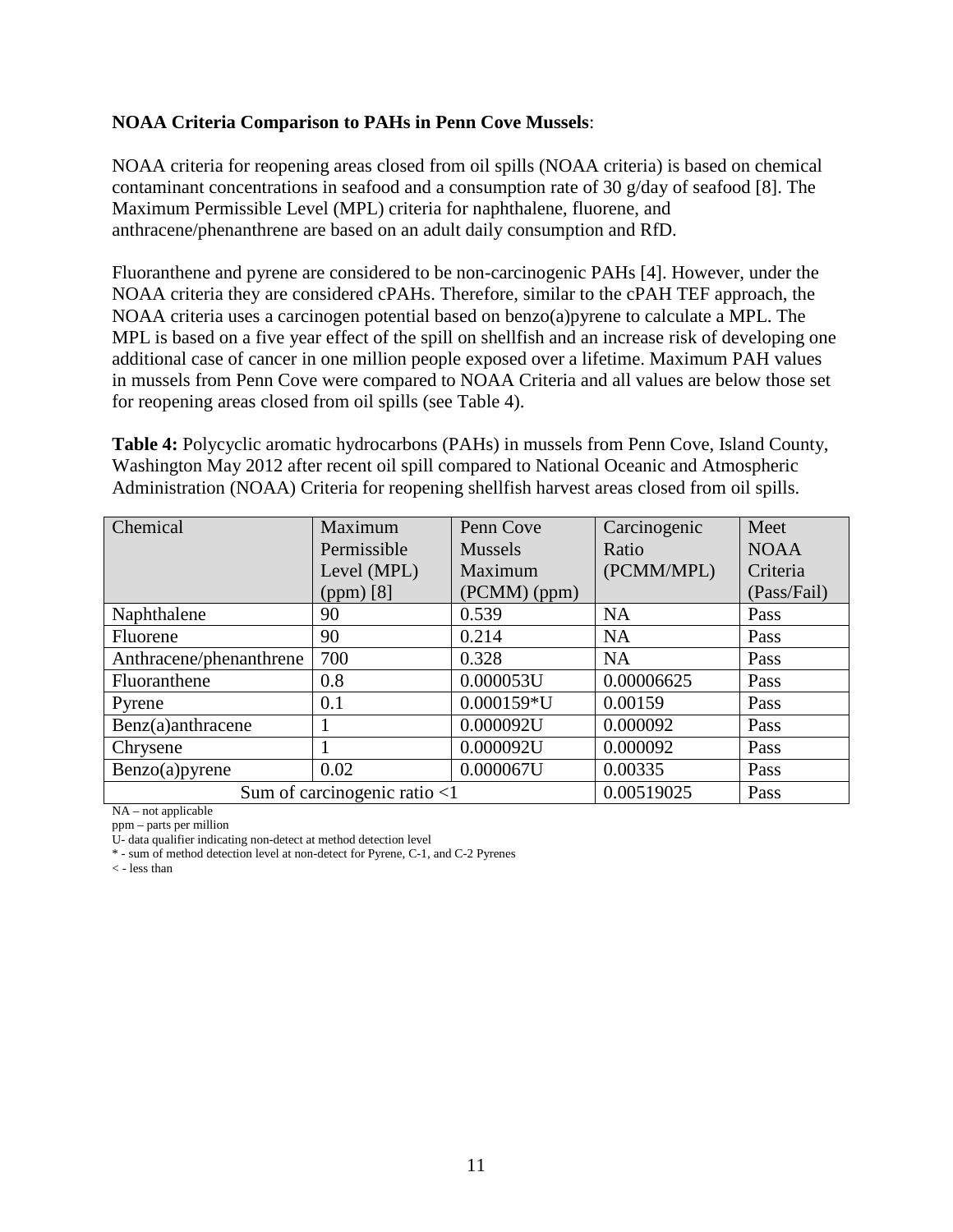**NOAA Criteria Comparison to PAHs in Penn Cove Mussels**:

NOAA criteria for reopening areas closed from oil spills (NOAA criteria) is based on chemical contaminant concentrations in seafood and a consumption rate of 30 g/day of seafood [8]. The Maximum Permissible Level (MPL) criteria for naphthalene, fluorene, and anthracene/phenanthrene are based on an adult daily consumption and RfD.

Fluoranthene and pyrene are considered to be non-carcinogenic PAHs [4]. However, under the NOAA criteria they are considered cPAHs. Therefore, similar to the cPAH TEF approach, the NOAA criteria uses a carcinogen potential based on benzo(a)pyrene to calculate a MPL. The MPL is based on a five year effect of the spill on shellfish and an increase risk of developing one additional case of cancer in one million people exposed over a lifetime. Maximum PAH values in mussels from Penn Cove were compared to NOAA Criteria and all values are below those set for reopening areas closed from oil spills (see Table 4).

**Table 4:** Polycyclic aromatic hydrocarbons (PAHs) in mussels from Penn Cove, Island County, Washington May 2012 after recent oil spill compared to National Oceanic and Atmospheric Administration (NOAA) Criteria for reopening shellfish harvest areas closed from oil spills.

| Chemical | Maximum Permissible Level (MPL) (ppm) [8] | Penn Cove Mussels Maximum (PCMM) (ppm) | Carcinogenic Ratio (PCMM/MPL) | Meet NOAA Criteria (Pass/Fail) |
|---|---|---|---|---|
| Naphthalene | 90 | 0.539 | NA | Pass |
| Fluorene | 90 | 0.214 | NA | Pass |
| Anthracene/phenanthrene | 700 | 0.328 | NA | Pass |
| Fluoranthene | 0.8 | 0.000053U | 0.00006625 | Pass |
| Pyrene | 0.1 | 0.000159*U | 0.00159 | Pass |
| Benz(a)anthracene | 1 | 0.000092U | 0.000092 | Pass |
| Chrysene | 1 | 0.000092U | 0.000092 | Pass |
| Benzo(a)pyrene | 0.02 | 0.000067U | 0.00335 | Pass |
| Sum of carcinogenic ratio <1 | | | 0.00519025 | Pass |

NA – not applicable
ppm – parts per million
U- data qualifier indicating non-detect at method detection level
* - sum of method detection level at non-detect for Pyrene, C-1, and C-2 Pyrenes
< - less than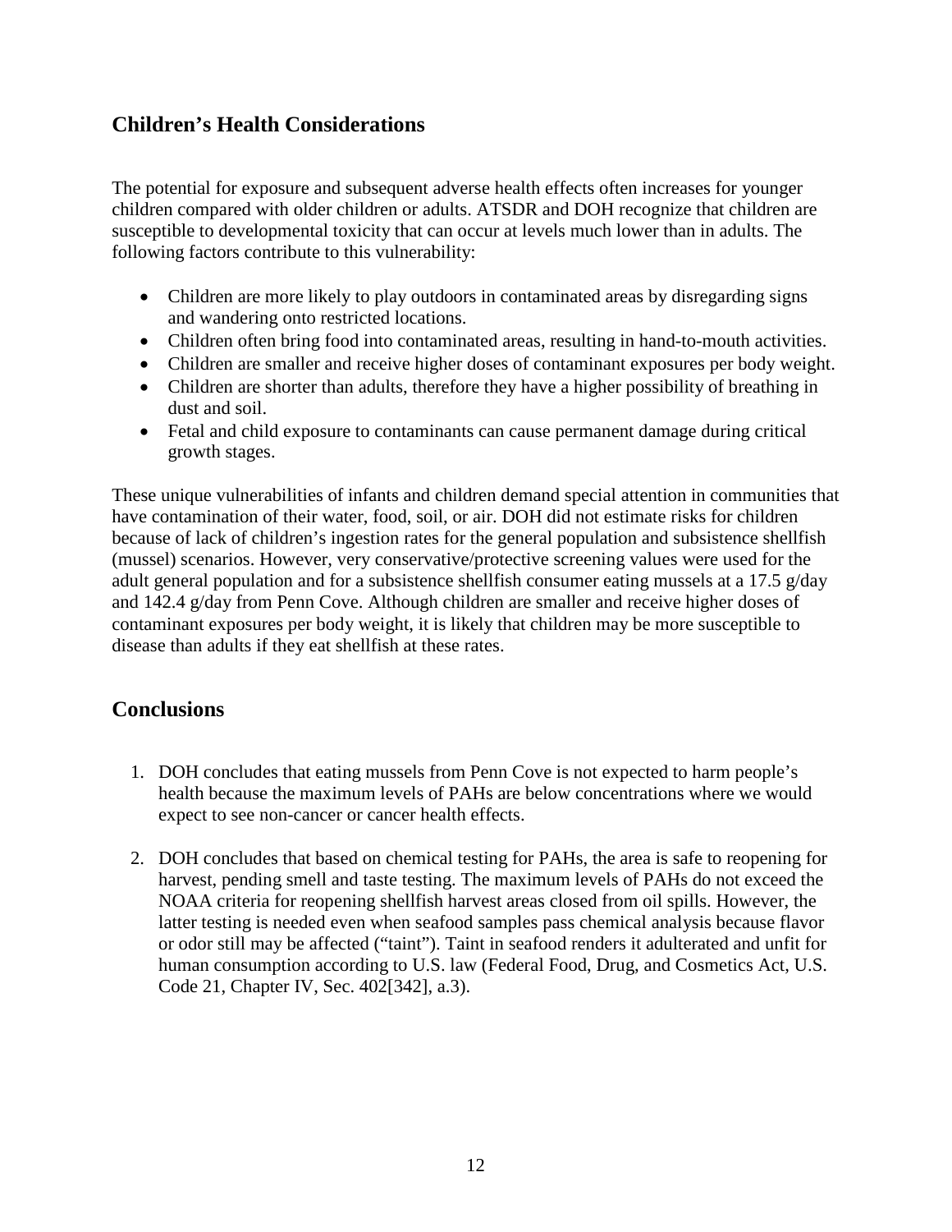## Children's Health Considerations

The potential for exposure and subsequent adverse health effects often increases for younger children compared with older children or adults. ATSDR and DOH recognize that children are susceptible to developmental toxicity that can occur at levels much lower than in adults. The following factors contribute to this vulnerability:

- Children are more likely to play outdoors in contaminated areas by disregarding signs and wandering onto restricted locations.
- Children often bring food into contaminated areas, resulting in hand-to-mouth activities.
- Children are smaller and receive higher doses of contaminant exposures per body weight.
- Children are shorter than adults, therefore they have a higher possibility of breathing in dust and soil.
- Fetal and child exposure to contaminants can cause permanent damage during critical growth stages.

These unique vulnerabilities of infants and children demand special attention in communities that have contamination of their water, food, soil, or air. DOH did not estimate risks for children because of lack of children's ingestion rates for the general population and subsistence shellfish (mussel) scenarios. However, very conservative/protective screening values were used for the adult general population and for a subsistence shellfish consumer eating mussels at a 17.5 g/day and 142.4 g/day from Penn Cove. Although children are smaller and receive higher doses of contaminant exposures per body weight, it is likely that children may be more susceptible to disease than adults if they eat shellfish at these rates.

## Conclusions

1. DOH concludes that eating mussels from Penn Cove is not expected to harm people's health because the maximum levels of PAHs are below concentrations where we would expect to see non-cancer or cancer health effects.

2. DOH concludes that based on chemical testing for PAHs, the area is safe to reopening for harvest, pending smell and taste testing. The maximum levels of PAHs do not exceed the NOAA criteria for reopening shellfish harvest areas closed from oil spills. However, the latter testing is needed even when seafood samples pass chemical analysis because flavor or odor still may be affected ("taint"). Taint in seafood renders it adulterated and unfit for human consumption according to U.S. law (Federal Food, Drug, and Cosmetics Act, U.S. Code 21, Chapter IV, Sec. 402[342], a.3).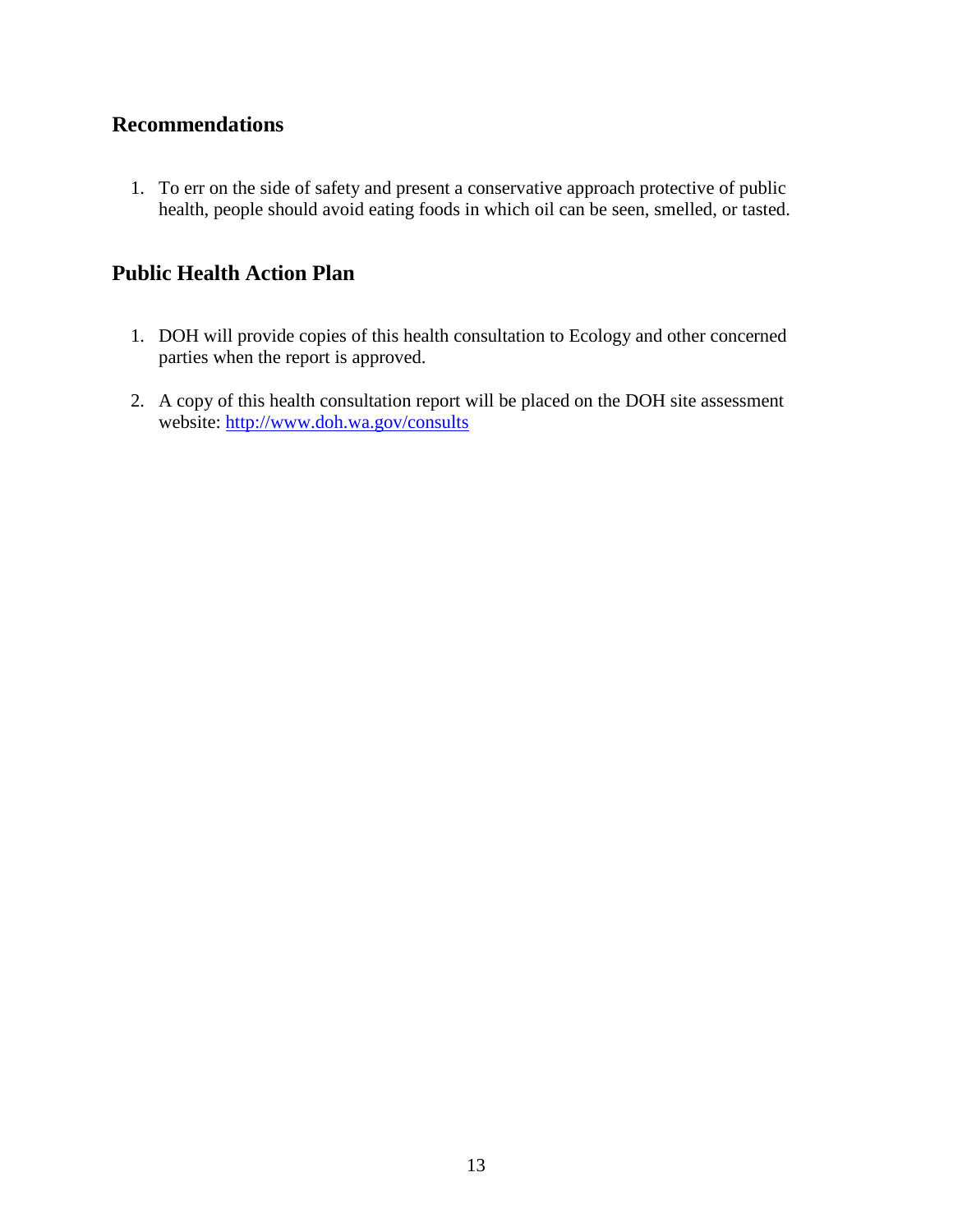## Recommendations

1. To err on the side of safety and present a conservative approach protective of public health, people should avoid eating foods in which oil can be seen, smelled, or tasted.

## Public Health Action Plan

1. DOH will provide copies of this health consultation to Ecology and other concerned parties when the report is approved.

2. A copy of this health consultation report will be placed on the DOH site assessment website: http://www.doh.wa.gov/consults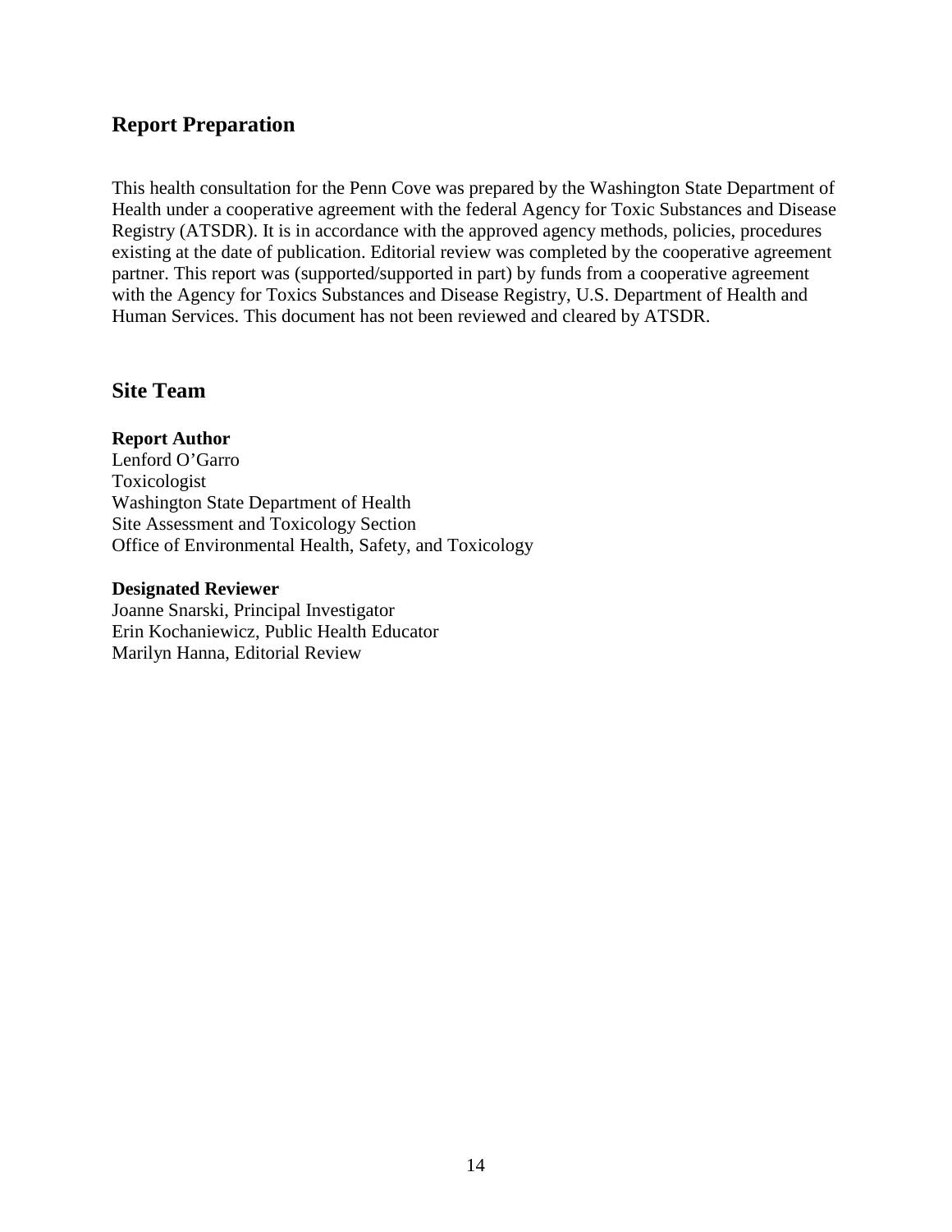## Report Preparation

This health consultation for the Penn Cove was prepared by the Washington State Department of Health under a cooperative agreement with the federal Agency for Toxic Substances and Disease Registry (ATSDR). It is in accordance with the approved agency methods, policies, procedures existing at the date of publication. Editorial review was completed by the cooperative agreement partner. This report was (supported/supported in part) by funds from a cooperative agreement with the Agency for Toxics Substances and Disease Registry, U.S. Department of Health and Human Services. This document has not been reviewed and cleared by ATSDR.

## Site Team

**Report Author**
Lenford O'Garro
Toxicologist
Washington State Department of Health
Site Assessment and Toxicology Section
Office of Environmental Health, Safety, and Toxicology

**Designated Reviewer**
Joanne Snarski, Principal Investigator
Erin Kochaniewicz, Public Health Educator
Marilyn Hanna, Editorial Review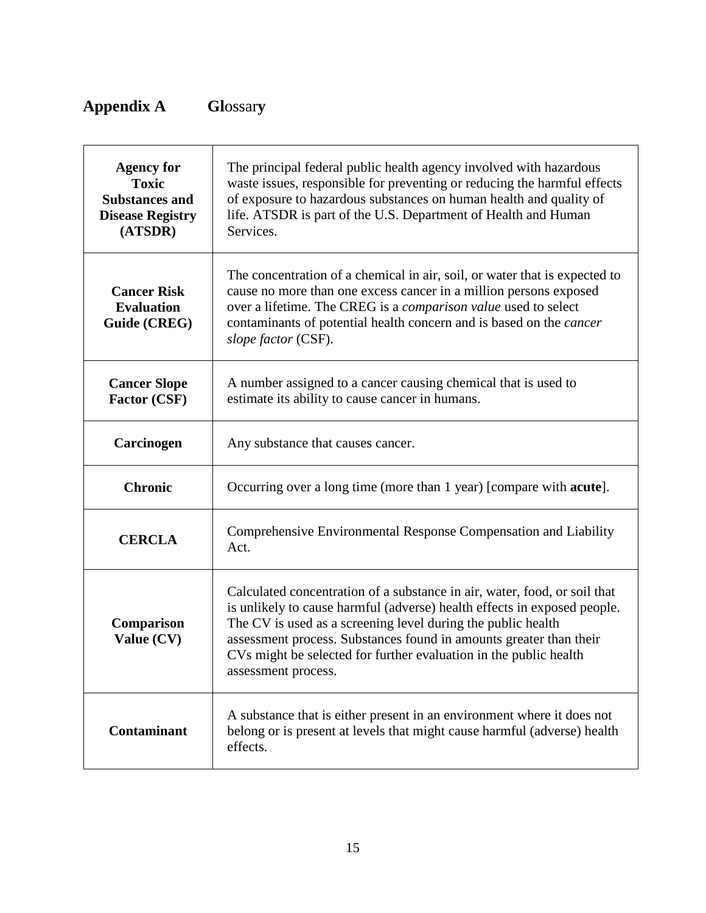## Appendix A Glossary

| | |
|---|---|
| **Agency for Toxic Substances and Disease Registry (ATSDR)** | The principal federal public health agency involved with hazardous waste issues, responsible for preventing or reducing the harmful effects of exposure to hazardous substances on human health and quality of life. ATSDR is part of the U.S. Department of Health and Human Services. |
| **Cancer Risk Evaluation Guide (CREG)** | The concentration of a chemical in air, soil, or water that is expected to cause no more than one excess cancer in a million persons exposed over a lifetime. The CREG is a *comparison value* used to select contaminants of potential health concern and is based on the *cancer slope factor* (CSF). |
| **Cancer Slope Factor (CSF)** | A number assigned to a cancer causing chemical that is used to estimate its ability to cause cancer in humans. |
| **Carcinogen** | Any substance that causes cancer. |
| **Chronic** | Occurring over a long time (more than 1 year) [compare with **acute**]. |
| **CERCLA** | Comprehensive Environmental Response Compensation and Liability Act. |
| **Comparison Value (CV)** | Calculated concentration of a substance in air, water, food, or soil that is unlikely to cause harmful (adverse) health effects in exposed people. The CV is used as a screening level during the public health assessment process. Substances found in amounts greater than their CVs might be selected for further evaluation in the public health assessment process. |
| **Contaminant** | A substance that is either present in an environment where it does not belong or is present at levels that might cause harmful (adverse) health effects. |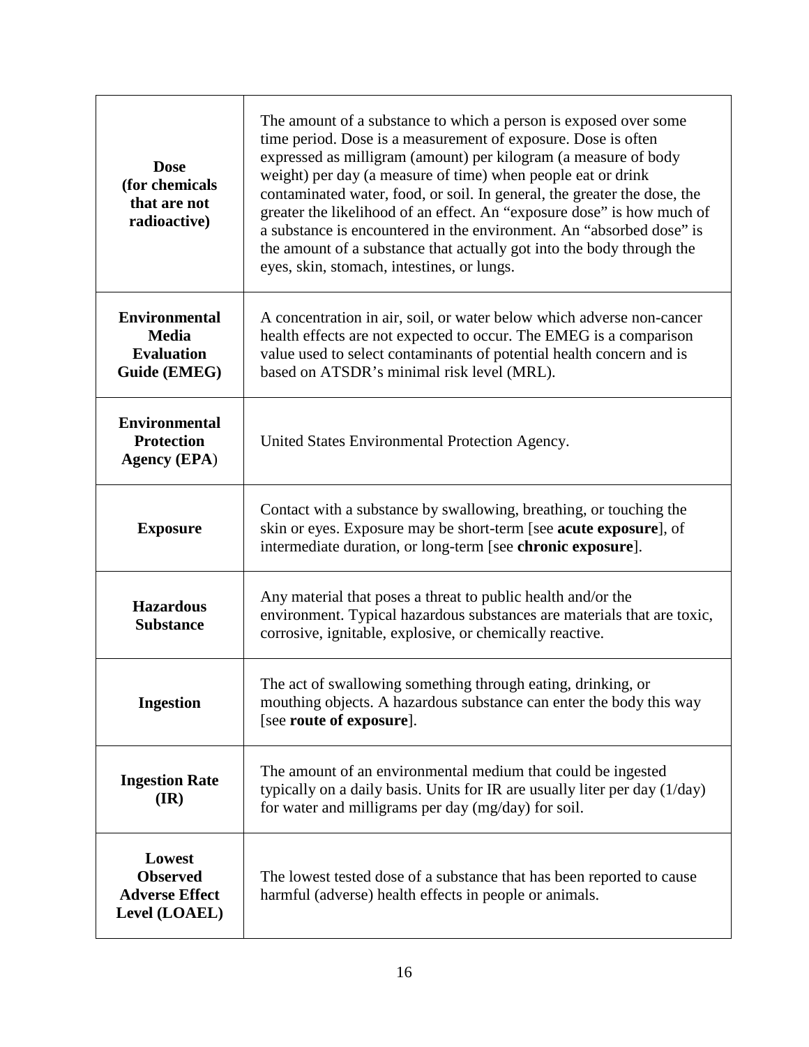| | |
|---|---|
| **Dose (for chemicals that are not radioactive)** | The amount of a substance to which a person is exposed over some time period. Dose is a measurement of exposure. Dose is often expressed as milligram (amount) per kilogram (a measure of body weight) per day (a measure of time) when people eat or drink contaminated water, food, or soil. In general, the greater the dose, the greater the likelihood of an effect. An "exposure dose" is how much of a substance is encountered in the environment. An "absorbed dose" is the amount of a substance that actually got into the body through the eyes, skin, stomach, intestines, or lungs. |
| **Environmental Media Evaluation Guide (EMEG)** | A concentration in air, soil, or water below which adverse non-cancer health effects are not expected to occur. The EMEG is a comparison value used to select contaminants of potential health concern and is based on ATSDR's minimal risk level (MRL). |
| **Environmental Protection Agency (EPA)** | United States Environmental Protection Agency. |
| **Exposure** | Contact with a substance by swallowing, breathing, or touching the skin or eyes. Exposure may be short-term [see **acute exposure**], of intermediate duration, or long-term [see **chronic exposure**]. |
| **Hazardous Substance** | Any material that poses a threat to public health and/or the environment. Typical hazardous substances are materials that are toxic, corrosive, ignitable, explosive, or chemically reactive. |
| **Ingestion** | The act of swallowing something through eating, drinking, or mouthing objects. A hazardous substance can enter the body this way [see **route of exposure**]. |
| **Ingestion Rate (IR)** | The amount of an environmental medium that could be ingested typically on a daily basis. Units for IR are usually liter per day (1/day) for water and milligrams per day (mg/day) for soil. |
| **Lowest Observed Adverse Effect Level (LOAEL)** | The lowest tested dose of a substance that has been reported to cause harmful (adverse) health effects in people or animals. |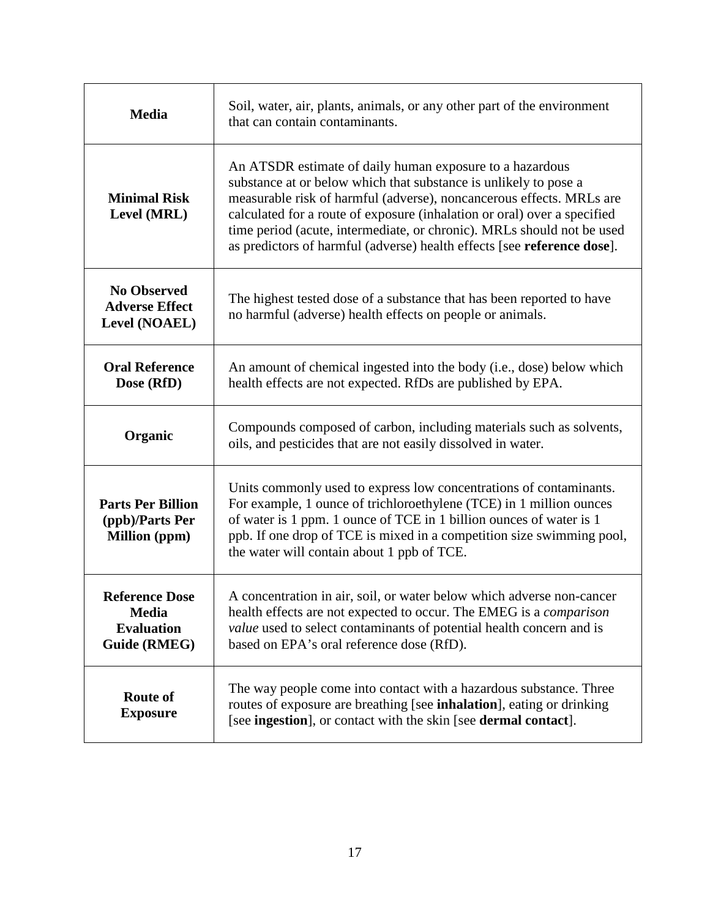| | |
|---|---|
| **Media** | Soil, water, air, plants, animals, or any other part of the environment that can contain contaminants. |
| **Minimal Risk Level (MRL)** | An ATSDR estimate of daily human exposure to a hazardous substance at or below which that substance is unlikely to pose a measurable risk of harmful (adverse), noncancerous effects. MRLs are calculated for a route of exposure (inhalation or oral) over a specified time period (acute, intermediate, or chronic). MRLs should not be used as predictors of harmful (adverse) health effects [see **reference dose**]. |
| **No Observed Adverse Effect Level (NOAEL)** | The highest tested dose of a substance that has been reported to have no harmful (adverse) health effects on people or animals. |
| **Oral Reference Dose (RfD)** | An amount of chemical ingested into the body (i.e., dose) below which health effects are not expected. RfDs are published by EPA. |
| **Organic** | Compounds composed of carbon, including materials such as solvents, oils, and pesticides that are not easily dissolved in water. |
| **Parts Per Billion (ppb)/Parts Per Million (ppm)** | Units commonly used to express low concentrations of contaminants. For example, 1 ounce of trichloroethylene (TCE) in 1 million ounces of water is 1 ppm. 1 ounce of TCE in 1 billion ounces of water is 1 ppb. If one drop of TCE is mixed in a competition size swimming pool, the water will contain about 1 ppb of TCE. |
| **Reference Dose Media Evaluation Guide (RMEG)** | A concentration in air, soil, or water below which adverse non-cancer health effects are not expected to occur. The EMEG is a *comparison value* used to select contaminants of potential health concern and is based on EPA's oral reference dose (RfD). |
| **Route of Exposure** | The way people come into contact with a hazardous substance. Three routes of exposure are breathing [see **inhalation**], eating or drinking [see **ingestion**], or contact with the skin [see **dermal contact**]. |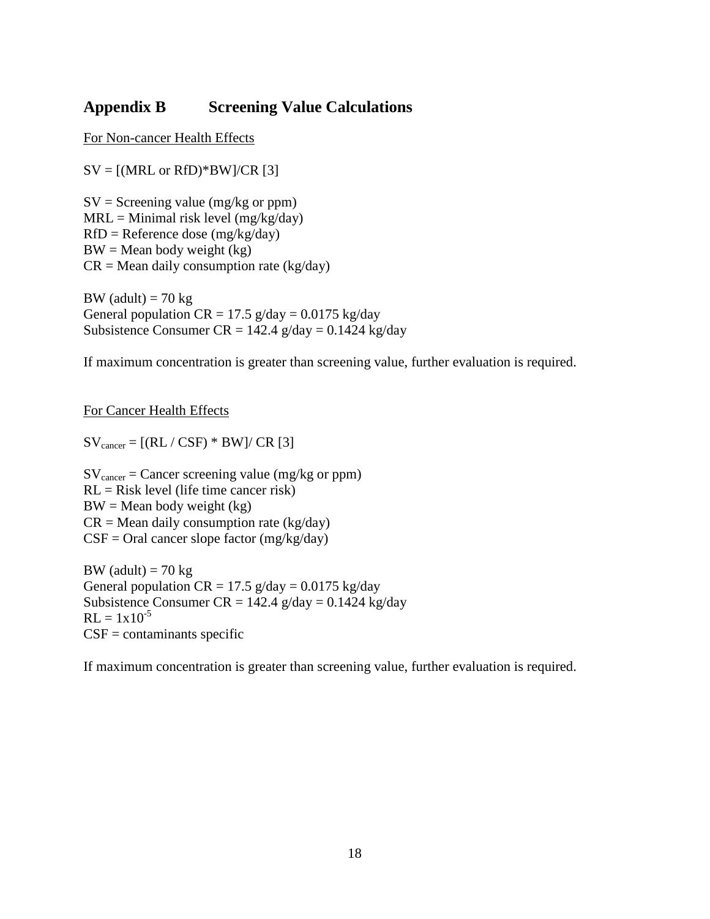## Appendix B Screening Value Calculations

For Non-cancer Health Effects

SV = [(MRL or RfD)*BW]/CR [3]

SV = Screening value (mg/kg or ppm)
MRL = Minimal risk level (mg/kg/day)
RfD = Reference dose (mg/kg/day)
BW = Mean body weight (kg)
CR = Mean daily consumption rate (kg/day)

BW (adult) = 70 kg
General population CR = 17.5 g/day = 0.0175 kg/day
Subsistence Consumer CR = 142.4 g/day = 0.1424 kg/day

If maximum concentration is greater than screening value, further evaluation is required.

For Cancer Health Effects

$SV_{cancer}$ = [(RL / CSF) * BW]/ CR [3]

$SV_{cancer}$ = Cancer screening value (mg/kg or ppm)
RL = Risk level (life time cancer risk)
BW = Mean body weight (kg)
CR = Mean daily consumption rate (kg/day)
CSF = Oral cancer slope factor (mg/kg/day)

BW (adult) = 70 kg
General population CR = 17.5 g/day = 0.0175 kg/day
Subsistence Consumer CR = 142.4 g/day = 0.1424 kg/day
RL = $1x10^{-5}$
CSF = contaminants specific

If maximum concentration is greater than screening value, further evaluation is required.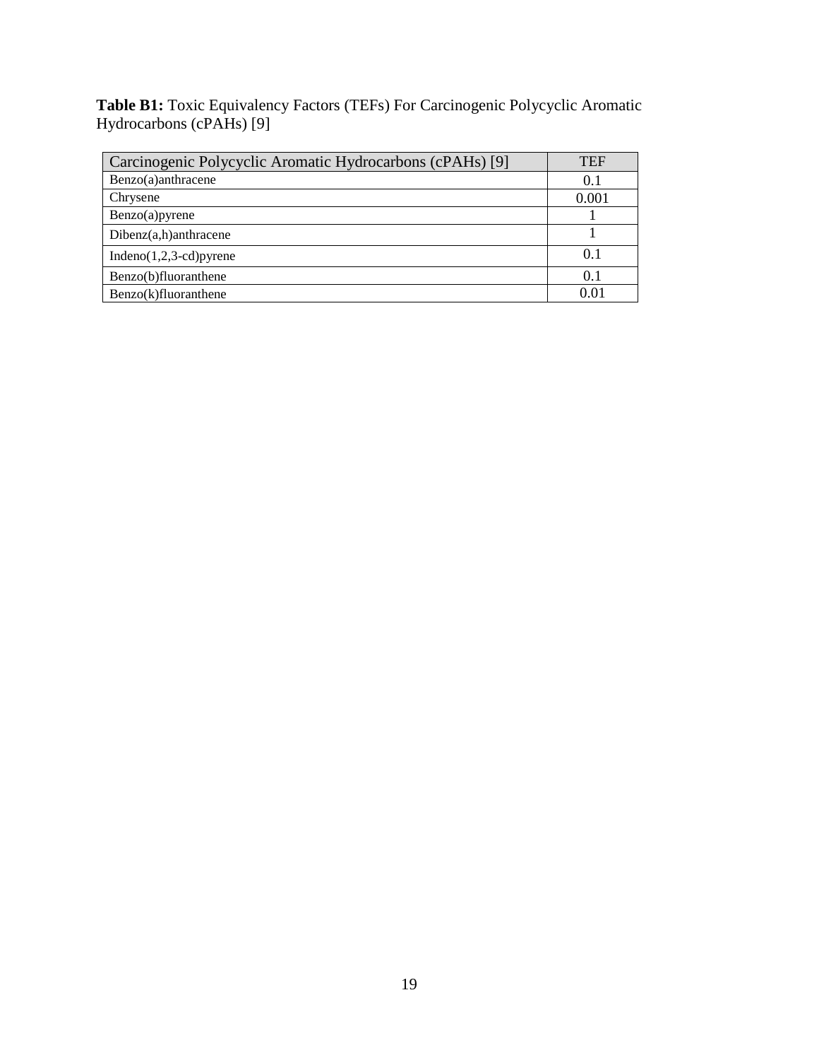**Table B1:** Toxic Equivalency Factors (TEFs) For Carcinogenic Polycyclic Aromatic Hydrocarbons (cPAHs) [9]

| Carcinogenic Polycyclic Aromatic Hydrocarbons (cPAHs) [9] | TEF |
|---|---|
| Benzo(a)anthracene | 0.1 |
| Chrysene | 0.001 |
| Benzo(a)pyrene | 1 |
| Dibenz(a,h)anthracene | 1 |
| Indeno(1,2,3-cd)pyrene | 0.1 |
| Benzo(b)fluoranthene | 0.1 |
| Benzo(k)fluoranthene | 0.01 |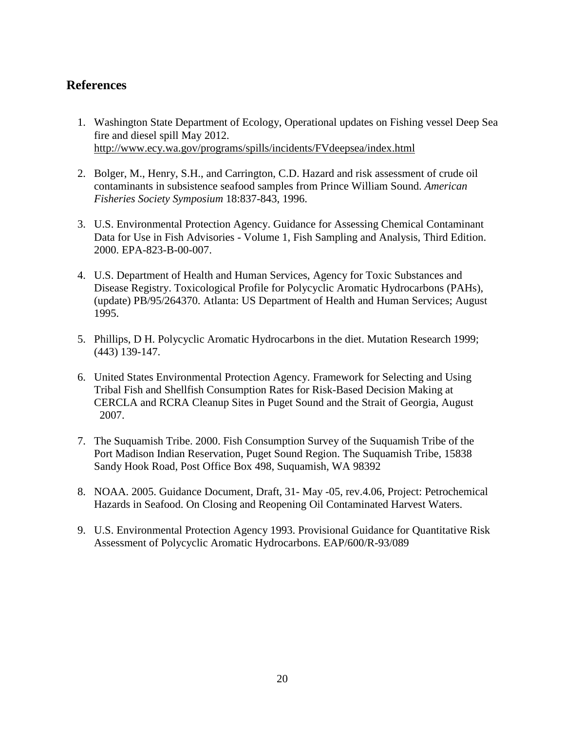## References

1. Washington State Department of Ecology, Operational updates on Fishing vessel Deep Sea fire and diesel spill May 2012. http://www.ecy.wa.gov/programs/spills/incidents/FVdeepsea/index.html

2. Bolger, M., Henry, S.H., and Carrington, C.D. Hazard and risk assessment of crude oil contaminants in subsistence seafood samples from Prince William Sound. *American Fisheries Society Symposium* 18:837-843, 1996.

3. U.S. Environmental Protection Agency. Guidance for Assessing Chemical Contaminant Data for Use in Fish Advisories - Volume 1, Fish Sampling and Analysis, Third Edition. 2000. EPA-823-B-00-007.

4. U.S. Department of Health and Human Services, Agency for Toxic Substances and Disease Registry. Toxicological Profile for Polycyclic Aromatic Hydrocarbons (PAHs), (update) PB/95/264370. Atlanta: US Department of Health and Human Services; August 1995.

5. Phillips, D H. Polycyclic Aromatic Hydrocarbons in the diet. Mutation Research 1999; (443) 139-147.

6. United States Environmental Protection Agency. Framework for Selecting and Using Tribal Fish and Shellfish Consumption Rates for Risk-Based Decision Making at CERCLA and RCRA Cleanup Sites in Puget Sound and the Strait of Georgia, August 2007.

7. The Suquamish Tribe. 2000. Fish Consumption Survey of the Suquamish Tribe of the Port Madison Indian Reservation, Puget Sound Region. The Suquamish Tribe, 15838 Sandy Hook Road, Post Office Box 498, Suquamish, WA 98392

8. NOAA. 2005. Guidance Document, Draft, 31- May -05, rev.4.06, Project: Petrochemical Hazards in Seafood. On Closing and Reopening Oil Contaminated Harvest Waters.

9. U.S. Environmental Protection Agency 1993. Provisional Guidance for Quantitative Risk Assessment of Polycyclic Aromatic Hydrocarbons. EAP/600/R-93/089